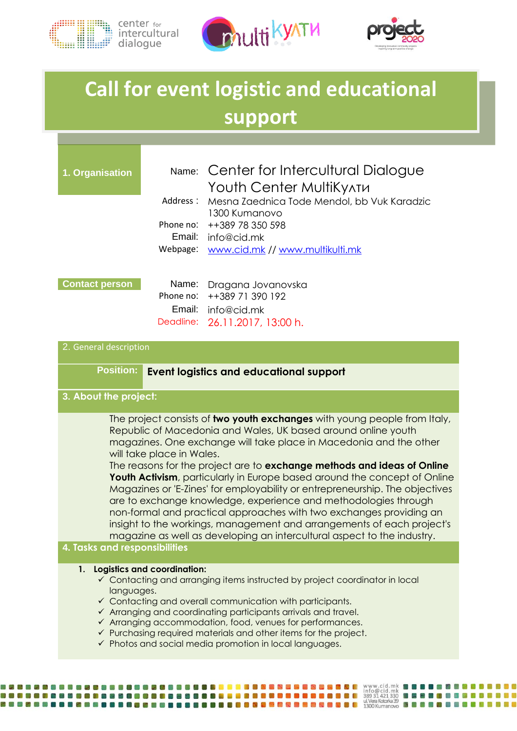# Call for event logistic and educational support

## 1. Organisation

Name: Center for Intercultural Dialogue Youth Center MultiKулти
Address : Mesna Zaednica Tode Mendol, bb Vuk Karadzic 1300 Kumanovo
Phone no: ++389 78 350 598
Email: info@cid.mk
Webpage: www.cid.mk // www.multikulti.mk

## Contact person

Name: Dragana Jovanovska
Phone no: ++389 71 390 192
Email: info@cid.mk
Deadline: 26.11.2017, 13:00 h.

## 2. General description

**Position:** **Event logistics and educational support**

## 3. About the project:

The project consists of **two youth exchanges** with young people from Italy, Republic of Macedonia and Wales, UK based around online youth magazines. One exchange will take place in Macedonia and the other will take place in Wales.

The reasons for the project are to **exchange methods and ideas of Online Youth Activism**, particularly in Europe based around the concept of Online Magazines or 'E-Zines' for employability or entrepreneurship. The objectives are to exchange knowledge, experience and methodologies through non-formal and practical approaches with two exchanges providing an insight to the workings, management and arrangements of each project's magazine as well as developing an intercultural aspect to the industry.

## 4. Tasks and responsibilities

1. **Logistics and coordination:**
   - ✓ Contacting and arranging items instructed by project coordinator in local languages.
   - ✓ Contacting and overall communication with participants.
   - ✓ Arranging and coordinating participants arrivals and travel.
   - ✓ Arranging accommodation, food, venues for performances.
   - ✓ Purchasing required materials and other items for the project.
   - ✓ Photos and social media promotion in local languages.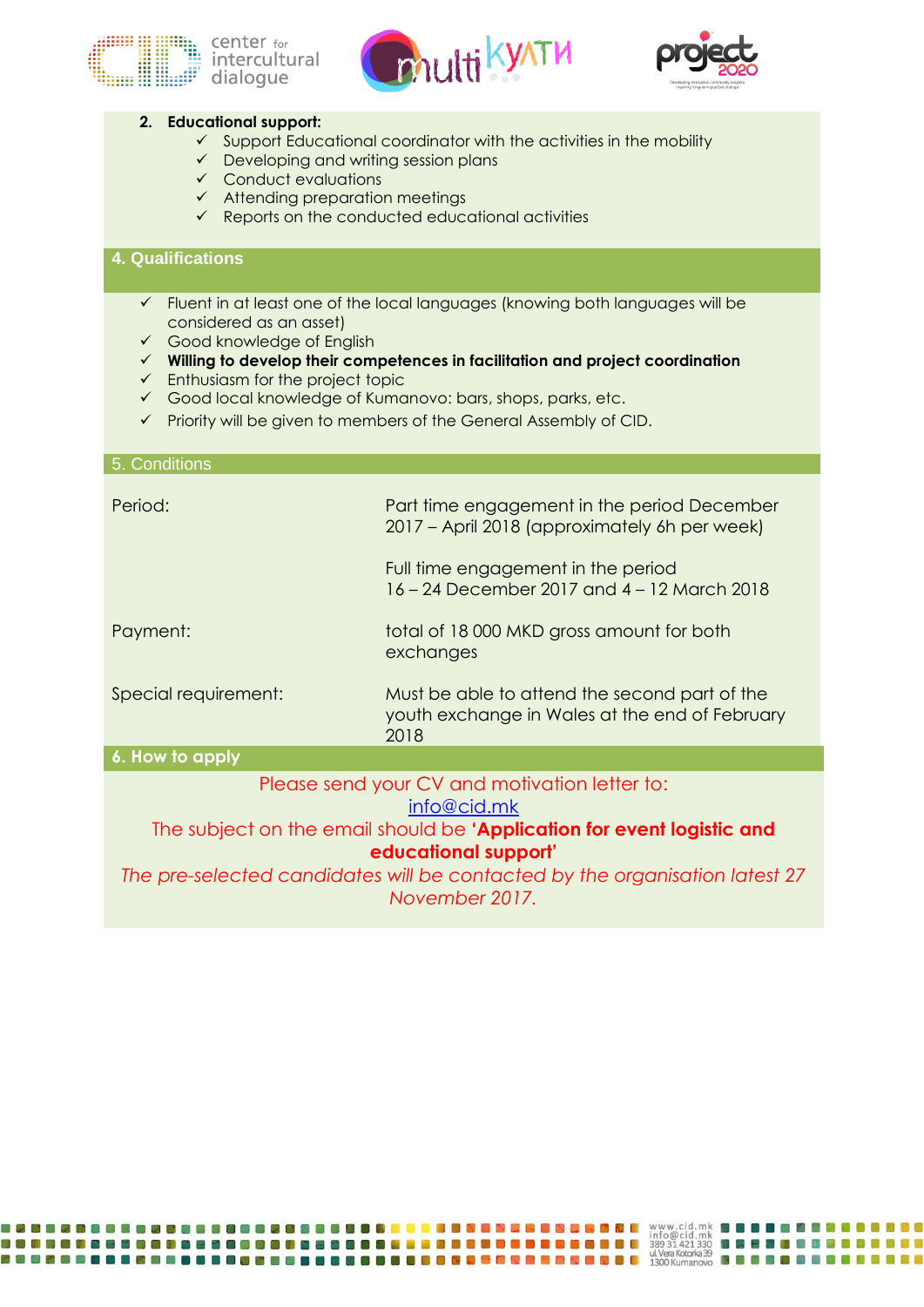2. **Educational support:**
   - ✓ Support Educational coordinator with the activities in the mobility
   - ✓ Developing and writing session plans
   - ✓ Conduct evaluations
   - ✓ Attending preparation meetings
   - ✓ Reports on the conducted educational activities

## 4. Qualifications

- ✓ Fluent in at least one of the local languages (knowing both languages will be considered as an asset)
- ✓ Good knowledge of English
- ✓ **Willing to develop their competences in facilitation and project coordination**
- ✓ Enthusiasm for the project topic
- ✓ Good local knowledge of Kumanovo: bars, shops, parks, etc.
- ✓ Priority will be given to members of the General Assembly of CID.

## 5. Conditions

| | |
|---|---|
| Period: | Part time engagement in the period December 2017 – April 2018 (approximately 6h per week)<br><br>Full time engagement in the period 16 – 24 December 2017 and 4 – 12 March 2018 |
| Payment: | total of 18 000 MKD gross amount for both exchanges |
| Special requirement: | Must be able to attend the second part of the youth exchange in Wales at the end of February 2018 |

## 6. How to apply

Please send your CV and motivation letter to:
info@cid.mk
The subject on the email should be **'Application for event logistic and educational support'**
*The pre-selected candidates will be contacted by the organisation latest 27 November 2017.*